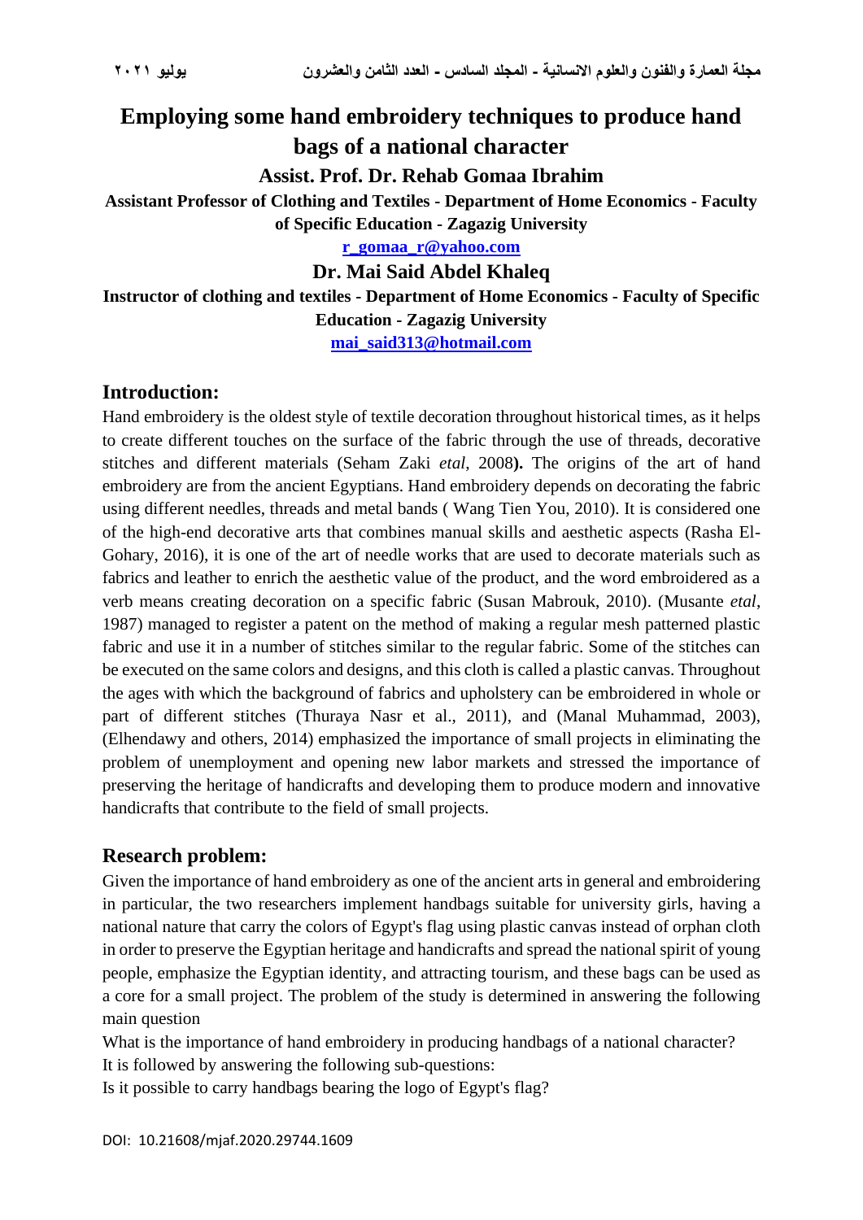# Employing some hand embroidery techniques to produce hand bags of a national character

**Assist. Prof. Dr. Rehab Gomaa Ibrahim**

**Assistant Professor of Clothing and Textiles - Department of Home Economics - Faculty of Specific Education - Zagazig University**

r_gomaa_r@yahoo.com

**Dr. Mai Said Abdel Khaleq**

**Instructor of clothing and textiles - Department of Home Economics - Faculty of Specific Education - Zagazig University**

mai_said313@hotmail.com

## Introduction:

Hand embroidery is the oldest style of textile decoration throughout historical times, as it helps to create different touches on the surface of the fabric through the use of threads, decorative stitches and different materials (Seham Zaki *etal*, 2008**).** The origins of the art of hand embroidery are from the ancient Egyptians. Hand embroidery depends on decorating the fabric using different needles, threads and metal bands ( Wang Tien You, 2010). It is considered one of the high-end decorative arts that combines manual skills and aesthetic aspects (Rasha El-Gohary, 2016), it is one of the art of needle works that are used to decorate materials such as fabrics and leather to enrich the aesthetic value of the product, and the word embroidered as a verb means creating decoration on a specific fabric (Susan Mabrouk, 2010). (Musante *etal*, 1987) managed to register a patent on the method of making a regular mesh patterned plastic fabric and use it in a number of stitches similar to the regular fabric. Some of the stitches can be executed on the same colors and designs, and this cloth is called a plastic canvas. Throughout the ages with which the background of fabrics and upholstery can be embroidered in whole or part of different stitches (Thuraya Nasr et al., 2011), and (Manal Muhammad, 2003), (Elhendawy and others, 2014) emphasized the importance of small projects in eliminating the problem of unemployment and opening new labor markets and stressed the importance of preserving the heritage of handicrafts and developing them to produce modern and innovative handicrafts that contribute to the field of small projects.

## Research problem:

Given the importance of hand embroidery as one of the ancient arts in general and embroidering in particular, the two researchers implement handbags suitable for university girls, having a national nature that carry the colors of Egypt's flag using plastic canvas instead of orphan cloth in order to preserve the Egyptian heritage and handicrafts and spread the national spirit of young people, emphasize the Egyptian identity, and attracting tourism, and these bags can be used as a core for a small project. The problem of the study is determined in answering the following main question

What is the importance of hand embroidery in producing handbags of a national character?

It is followed by answering the following sub-questions:

Is it possible to carry handbags bearing the logo of Egypt's flag?

DOI: 10.21608/mjaf.2020.29744.1609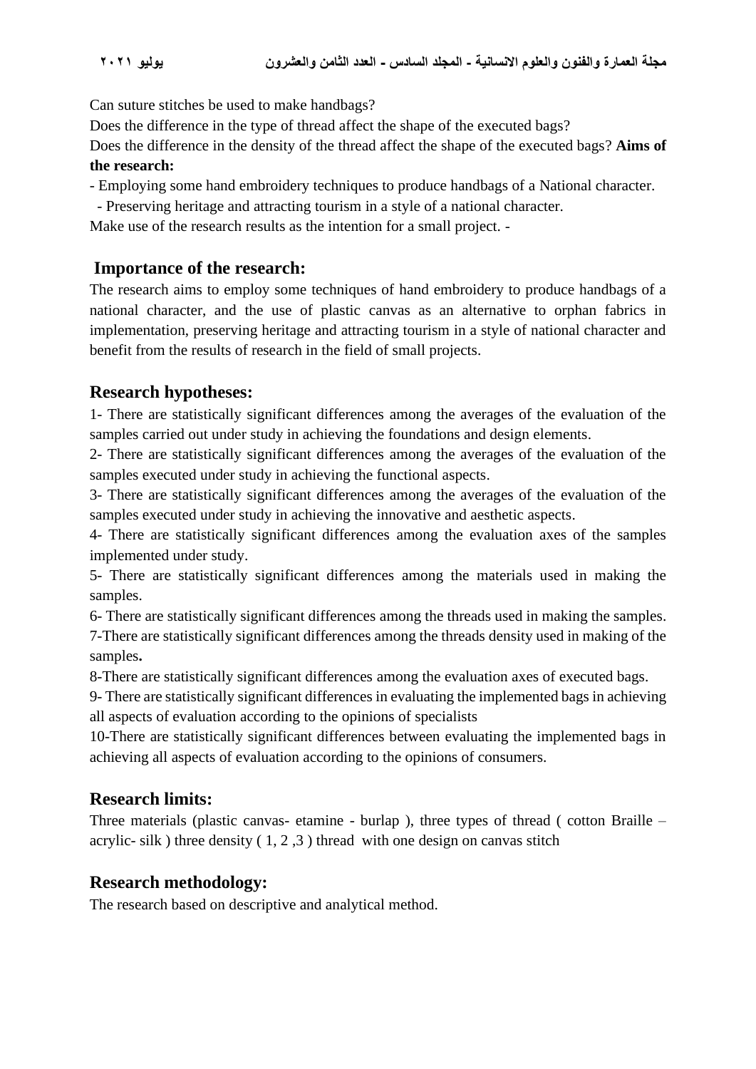Can suture stitches be used to make handbags?

Does the difference in the type of thread affect the shape of the executed bags?

Does the difference in the density of the thread affect the shape of the executed bags? **Aims of the research:**

- Employing some hand embroidery techniques to produce handbags of a National character.
- Preserving heritage and attracting tourism in a style of a national character.

Make use of the research results as the intention for a small project. -

## Importance of the research:

The research aims to employ some techniques of hand embroidery to produce handbags of a national character, and the use of plastic canvas as an alternative to orphan fabrics in implementation, preserving heritage and attracting tourism in a style of national character and benefit from the results of research in the field of small projects.

## Research hypotheses:

1- There are statistically significant differences among the averages of the evaluation of the samples carried out under study in achieving the foundations and design elements.

2- There are statistically significant differences among the averages of the evaluation of the samples executed under study in achieving the functional aspects.

3- There are statistically significant differences among the averages of the evaluation of the samples executed under study in achieving the innovative and aesthetic aspects.

4- There are statistically significant differences among the evaluation axes of the samples implemented under study.

5- There are statistically significant differences among the materials used in making the samples.

6- There are statistically significant differences among the threads used in making the samples.

7-There are statistically significant differences among the threads density used in making of the samples**.**

8-There are statistically significant differences among the evaluation axes of executed bags.

9- There are statistically significant differences in evaluating the implemented bags in achieving all aspects of evaluation according to the opinions of specialists

10-There are statistically significant differences between evaluating the implemented bags in achieving all aspects of evaluation according to the opinions of consumers.

## Research limits:

Three materials (plastic canvas- etamine - burlap ), three types of thread ( cotton Braille – acrylic- silk ) three density ( 1, 2 ,3 ) thread with one design on canvas stitch

## Research methodology:

The research based on descriptive and analytical method.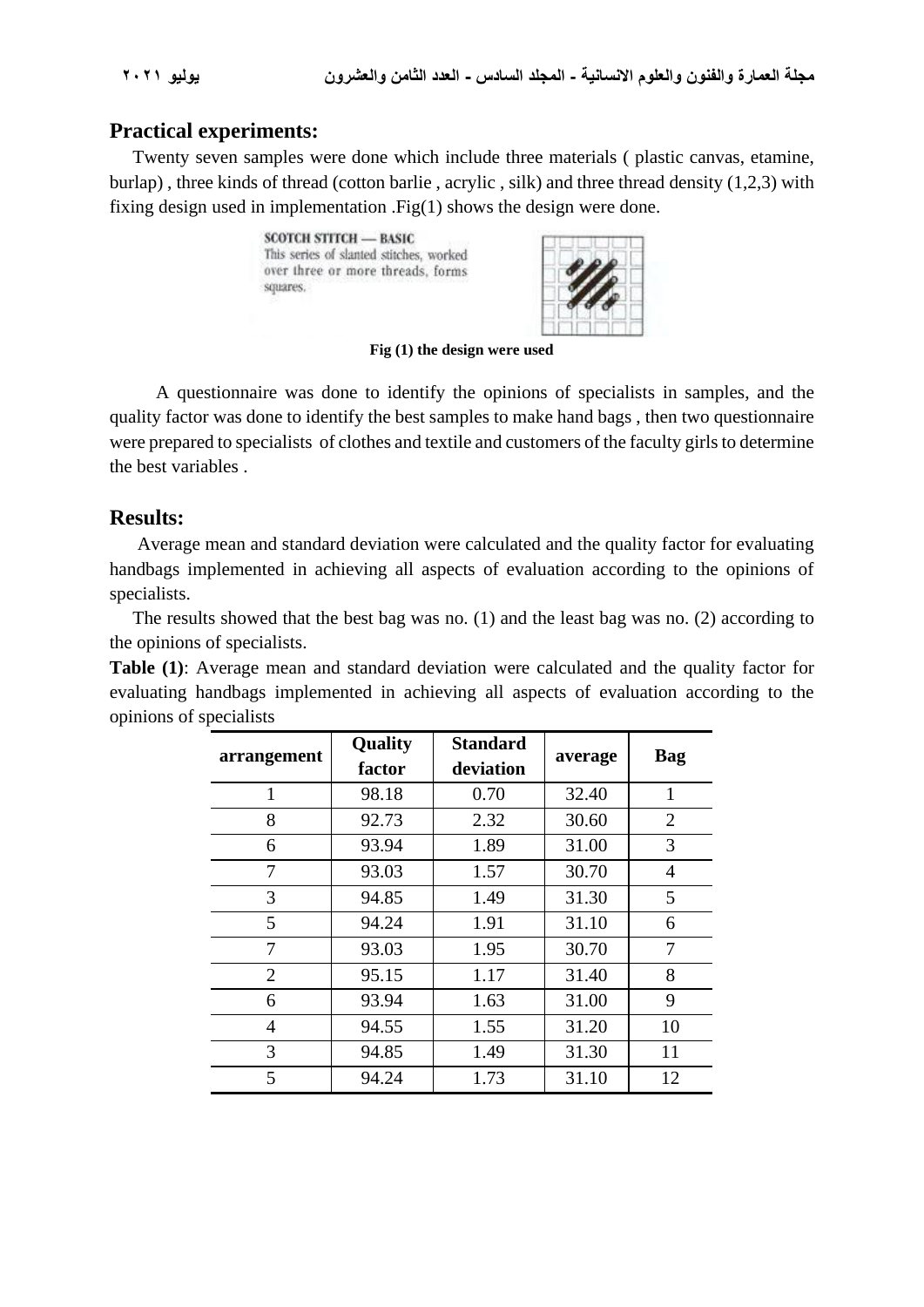## Practical experiments:

Twenty seven samples were done which include three materials ( plastic canvas, etamine, burlap) , three kinds of thread (cotton barlie , acrylic , silk) and three thread density (1,2,3) with fixing design used in implementation .Fig(1) shows the design were done.

SCOTCH STITCH — BASIC
This series of slanted stitches, worked over three or more threads, forms squares.

**Fig (1) the design were used**

A questionnaire was done to identify the opinions of specialists in samples, and the quality factor was done to identify the best samples to make hand bags , then two questionnaire were prepared to specialists of clothes and textile and customers of the faculty girls to determine the best variables .

## Results:

Average mean and standard deviation were calculated and the quality factor for evaluating handbags implemented in achieving all aspects of evaluation according to the opinions of specialists.

The results showed that the best bag was no. (1) and the least bag was no. (2) according to the opinions of specialists.

**Table (1)**: Average mean and standard deviation were calculated and the quality factor for evaluating handbags implemented in achieving all aspects of evaluation according to the opinions of specialists

| arrangement | Quality factor | Standard deviation | average | Bag |
|---|---|---|---|---|
| 1 | 98.18 | 0.70 | 32.40 | 1 |
| 8 | 92.73 | 2.32 | 30.60 | 2 |
| 6 | 93.94 | 1.89 | 31.00 | 3 |
| 7 | 93.03 | 1.57 | 30.70 | 4 |
| 3 | 94.85 | 1.49 | 31.30 | 5 |
| 5 | 94.24 | 1.91 | 31.10 | 6 |
| 7 | 93.03 | 1.95 | 30.70 | 7 |
| 2 | 95.15 | 1.17 | 31.40 | 8 |
| 6 | 93.94 | 1.63 | 31.00 | 9 |
| 4 | 94.55 | 1.55 | 31.20 | 10 |
| 3 | 94.85 | 1.49 | 31.30 | 11 |
| 5 | 94.24 | 1.73 | 31.10 | 12 |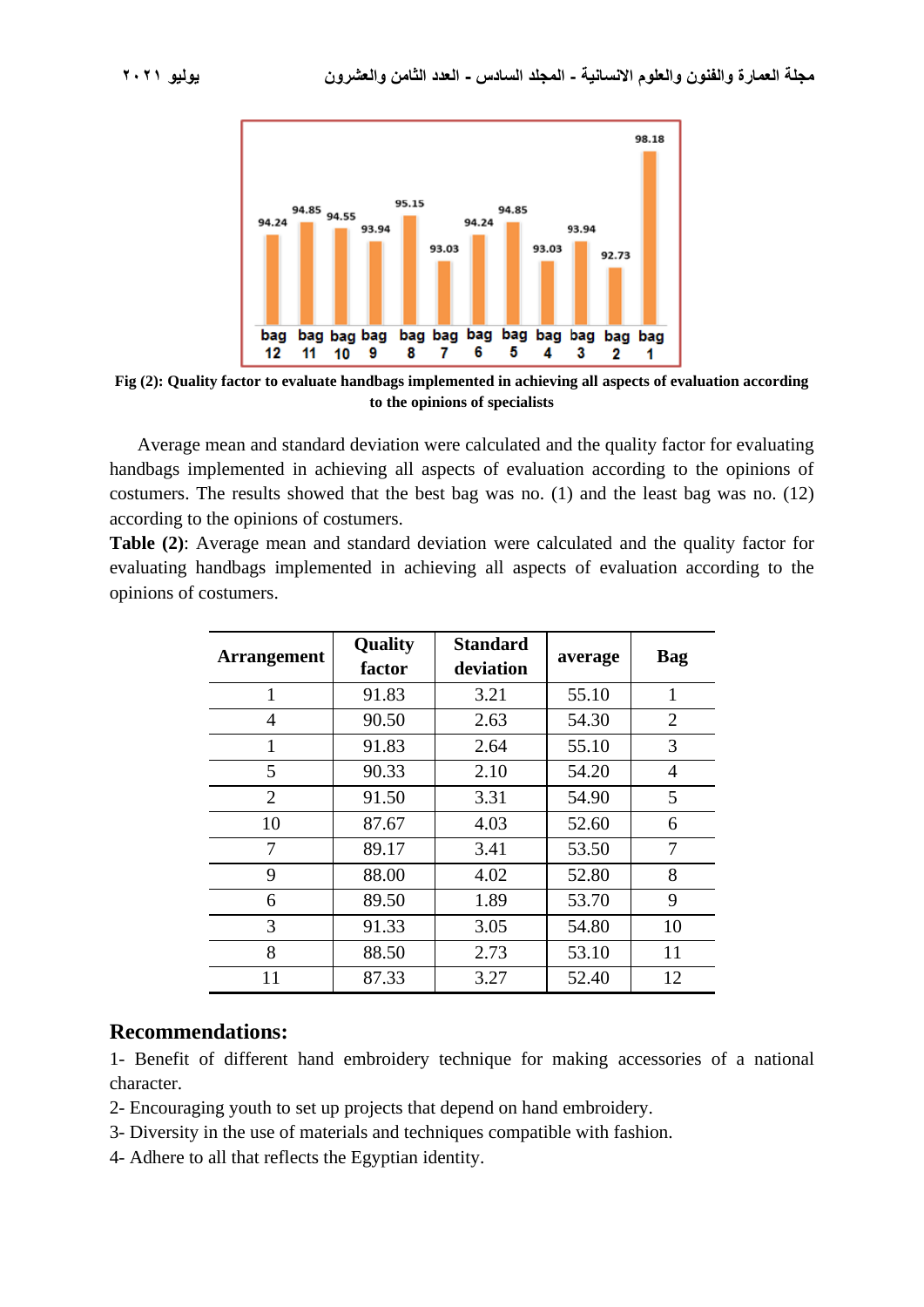**Fig (2): Quality factor to evaluate handbags implemented in achieving all aspects of evaluation according to the opinions of specialists**

Average mean and standard deviation were calculated and the quality factor for evaluating handbags implemented in achieving all aspects of evaluation according to the opinions of costumers. The results showed that the best bag was no. (1) and the least bag was no. (12) according to the opinions of costumers.

**Table (2)**: Average mean and standard deviation were calculated and the quality factor for evaluating handbags implemented in achieving all aspects of evaluation according to the opinions of costumers.

| Arrangement | Quality factor | Standard deviation | average | Bag |
|---|---|---|---|---|
| 1 | 91.83 | 3.21 | 55.10 | 1 |
| 4 | 90.50 | 2.63 | 54.30 | 2 |
| 1 | 91.83 | 2.64 | 55.10 | 3 |
| 5 | 90.33 | 2.10 | 54.20 | 4 |
| 2 | 91.50 | 3.31 | 54.90 | 5 |
| 10 | 87.67 | 4.03 | 52.60 | 6 |
| 7 | 89.17 | 3.41 | 53.50 | 7 |
| 9 | 88.00 | 4.02 | 52.80 | 8 |
| 6 | 89.50 | 1.89 | 53.70 | 9 |
| 3 | 91.33 | 3.05 | 54.80 | 10 |
| 8 | 88.50 | 2.73 | 53.10 | 11 |
| 11 | 87.33 | 3.27 | 52.40 | 12 |

## Recommendations:

1- Benefit of different hand embroidery technique for making accessories of a national character.

2- Encouraging youth to set up projects that depend on hand embroidery.

3- Diversity in the use of materials and techniques compatible with fashion.

4- Adhere to all that reflects the Egyptian identity.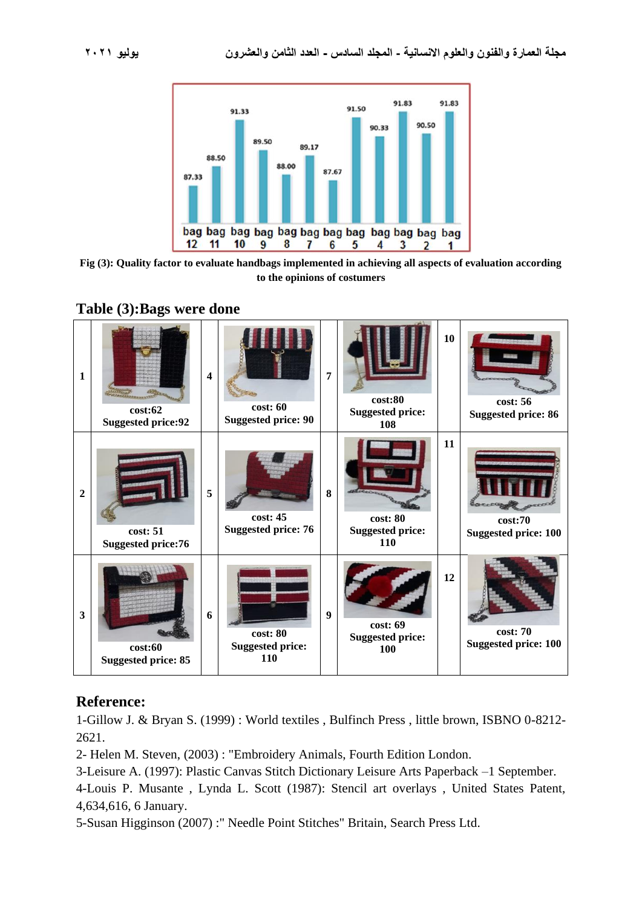| bag 12 | bag 11 | bag 10 | bag 9 | bag 8 | bag 7 | bag 6 | bag 5 | bag 4 | bag 3 | bag 2 | bag 1 |
|---|---|---|---|---|---|---|---|---|---|---|---|
| 87.33 | 88.50 | 91.33 | 89.50 | 88.00 | 89.17 | 87.67 | 91.50 | 90.33 | 91.83 | 90.50 | 91.83 |

**Fig (3): Quality factor to evaluate handbags implemented in achieving all aspects of evaluation according to the opinions of costumers**

## Table (3):Bags were done

| No. | Bag | No. | Bag | No. | Bag | No. | Bag |
|---|---|---|---|---|---|---|---|
| 1 | cost:62<br>Suggested price:92 | 4 | cost: 60<br>Suggested price: 90 | 7 | cost:80<br>Suggested price: 108 | 10 | cost: 56<br>Suggested price: 86 |
| 2 | cost: 51<br>Suggested price:76 | 5 | cost: 45<br>Suggested price: 76 | 8 | cost: 80<br>Suggested price: 110 | 11 | cost:70<br>Suggested price: 100 |
| 3 | cost:60<br>Suggested price: 85 | 6 | cost: 80<br>Suggested price: 110 | 9 | cost: 69<br>Suggested price: 100 | 12 | cost: 70<br>Suggested price: 100 |

## Reference:

1-Gillow J. & Bryan S. (1999) : World textiles , Bulfinch Press , little brown, ISBNO 0-8212-2621.

2- Helen M. Steven, (2003) : "Embroidery Animals, Fourth Edition London.

3-Leisure A. (1997): Plastic Canvas Stitch Dictionary Leisure Arts Paperback –1 September.

4-Louis P. Musante , Lynda L. Scott (1987): Stencil art overlays , United States Patent, 4,634,616, 6 January.

5-Susan Higginson (2007) :" Needle Point Stitches" Britain, Search Press Ltd.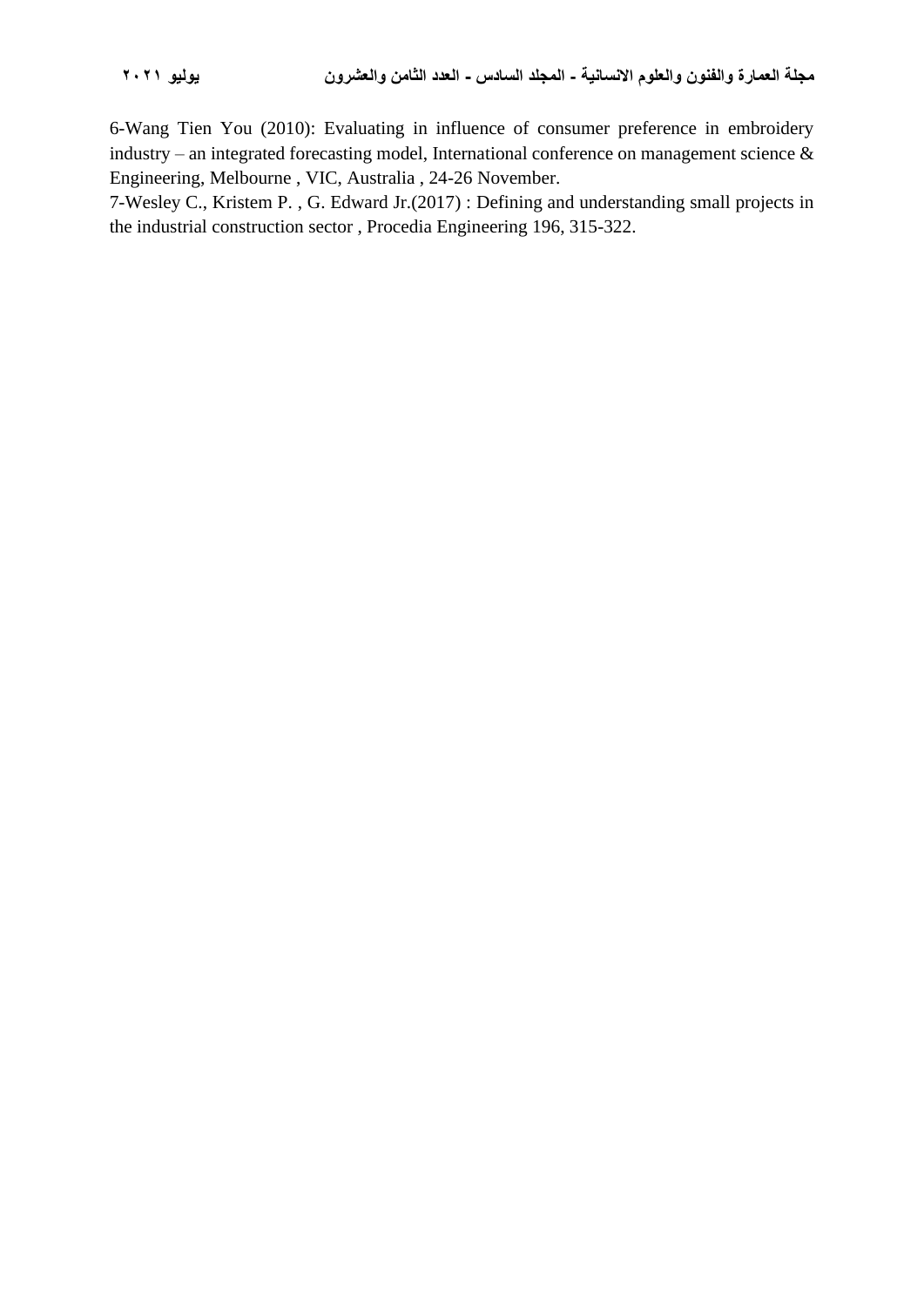6-Wang Tien You (2010): Evaluating in influence of consumer preference in embroidery industry – an integrated forecasting model, International conference on management science & Engineering, Melbourne , VIC, Australia , 24-26 November.

7-Wesley C., Kristem P. , G. Edward Jr.(2017) : Defining and understanding small projects in the industrial construction sector , Procedia Engineering 196, 315-322.